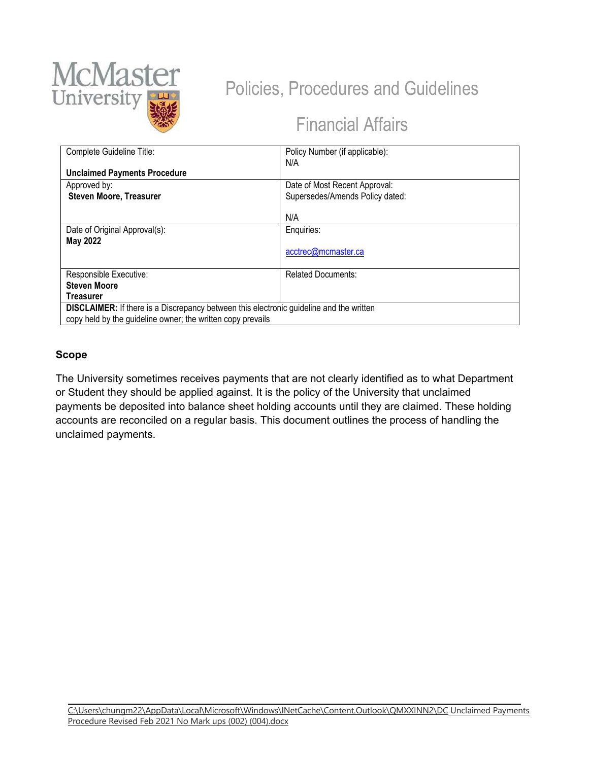# Policies, Procedures and Guidelines

## Financial Affairs

| Complete Guideline Title:<br><br>**Unclaimed Payments Procedure** | Policy Number (if applicable):<br>N/A |
|---|---|
| Approved by:<br>**Steven Moore, Treasurer** | Date of Most Recent Approval:<br>Supersedes/Amends Policy dated:<br><br>N/A |
| Date of Original Approval(s):<br>**May 2022** | Enquiries:<br><br>acctrec@mcmaster.ca |
| Responsible Executive:<br>**Steven Moore**<br>**Treasurer** | Related Documents: |
| **DISCLAIMER:** If there is a Discrepancy between this electronic guideline and the written copy held by the guideline owner; the written copy prevails | |

### Scope

The University sometimes receives payments that are not clearly identified as to what Department or Student they should be applied against. It is the policy of the University that unclaimed payments be deposited into balance sheet holding accounts until they are claimed. These holding accounts are reconciled on a regular basis. This document outlines the process of handling the unclaimed payments.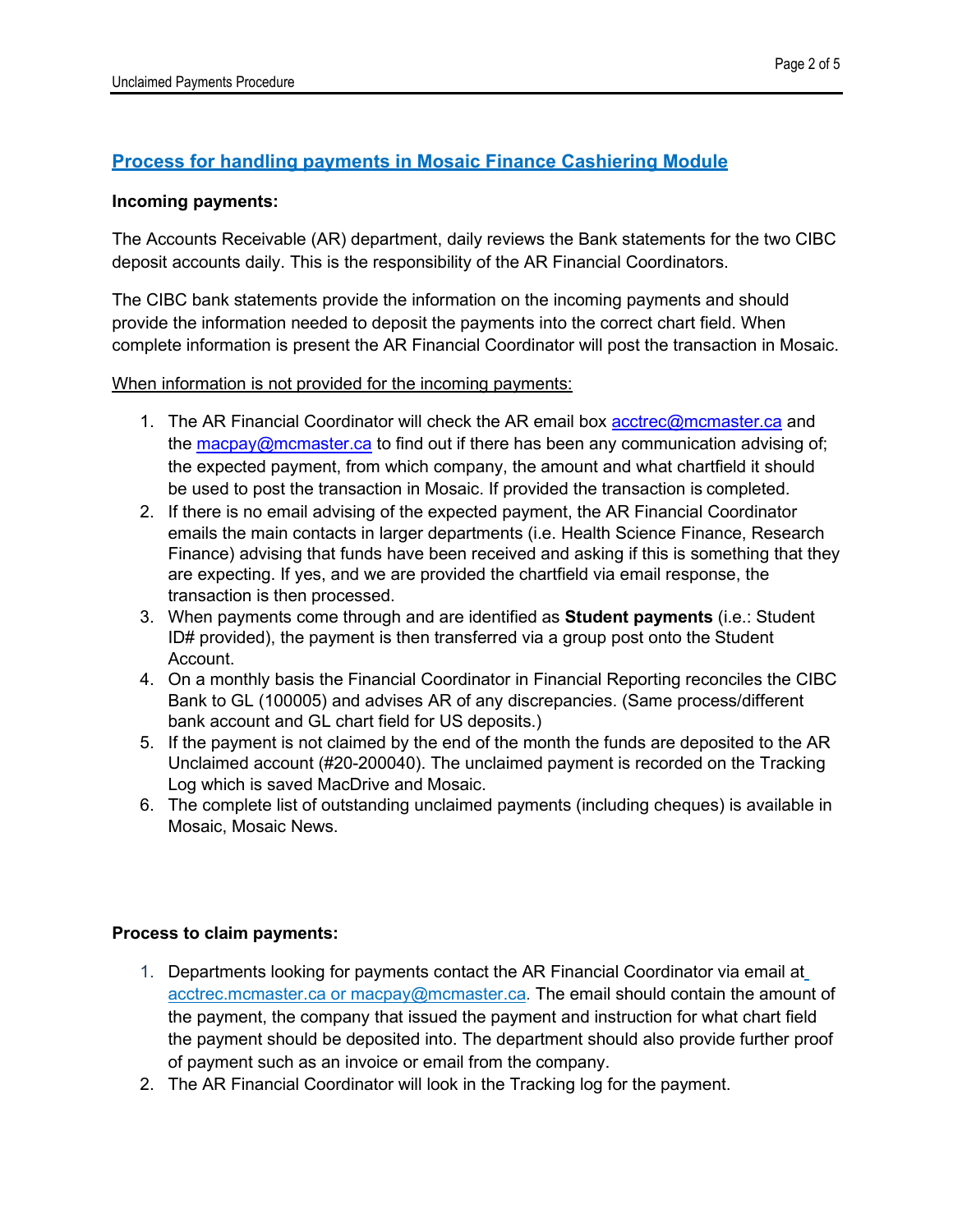## Process for handling payments in Mosaic Finance Cashiering Module

**Incoming payments:**

The Accounts Receivable (AR) department, daily reviews the Bank statements for the two CIBC deposit accounts daily. This is the responsibility of the AR Financial Coordinators.

The CIBC bank statements provide the information on the incoming payments and should provide the information needed to deposit the payments into the correct chart field. When complete information is present the AR Financial Coordinator will post the transaction in Mosaic.

When information is not provided for the incoming payments:

1. The AR Financial Coordinator will check the AR email box acctrec@mcmaster.ca and the macpay@mcmaster.ca to find out if there has been any communication advising of; the expected payment, from which company, the amount and what chartfield it should be used to post the transaction in Mosaic. If provided the transaction is completed.
2. If there is no email advising of the expected payment, the AR Financial Coordinator emails the main contacts in larger departments (i.e. Health Science Finance, Research Finance) advising that funds have been received and asking if this is something that they are expecting. If yes, and we are provided the chartfield via email response, the transaction is then processed.
3. When payments come through and are identified as **Student payments** (i.e.: Student ID# provided), the payment is then transferred via a group post onto the Student Account.
4. On a monthly basis the Financial Coordinator in Financial Reporting reconciles the CIBC Bank to GL (100005) and advises AR of any discrepancies. (Same process/different bank account and GL chart field for US deposits.)
5. If the payment is not claimed by the end of the month the funds are deposited to the AR Unclaimed account (#20-200040). The unclaimed payment is recorded on the Tracking Log which is saved MacDrive and Mosaic.
6. The complete list of outstanding unclaimed payments (including cheques) is available in Mosaic, Mosaic News.

**Process to claim payments:**

1. Departments looking for payments contact the AR Financial Coordinator via email at acctrec.mcmaster.ca or macpay@mcmaster.ca. The email should contain the amount of the payment, the company that issued the payment and instruction for what chart field the payment should be deposited into. The department should also provide further proof of payment such as an invoice or email from the company.
2. The AR Financial Coordinator will look in the Tracking log for the payment.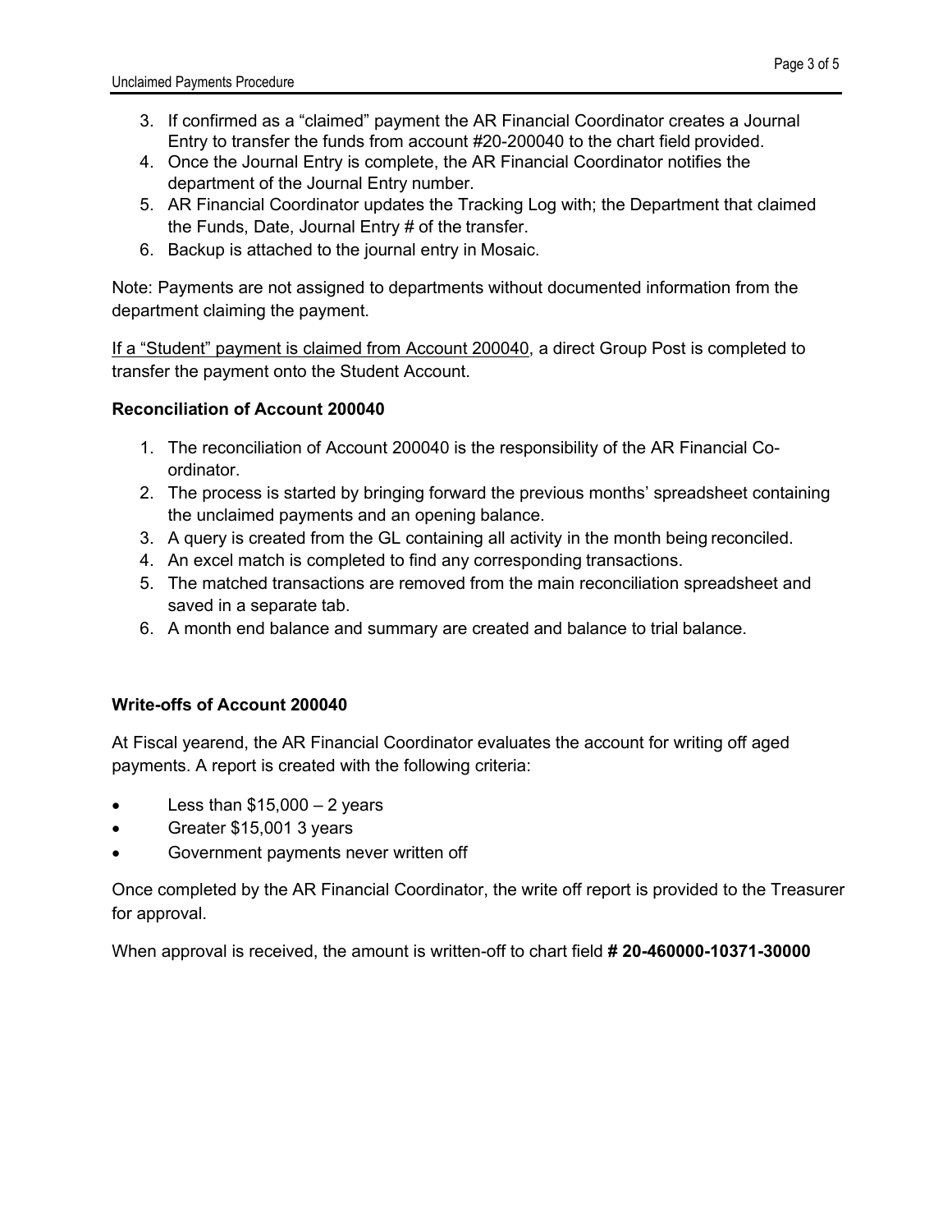3. If confirmed as a "claimed" payment the AR Financial Coordinator creates a Journal Entry to transfer the funds from account #20-200040 to the chart field provided.
4. Once the Journal Entry is complete, the AR Financial Coordinator notifies the department of the Journal Entry number.
5. AR Financial Coordinator updates the Tracking Log with; the Department that claimed the Funds, Date, Journal Entry # of the transfer.
6. Backup is attached to the journal entry in Mosaic.

Note: Payments are not assigned to departments without documented information from the department claiming the payment.

<u>If a "Student" payment is claimed from Account 200040</u>, a direct Group Post is completed to transfer the payment onto the Student Account.

**Reconciliation of Account 200040**

1. The reconciliation of Account 200040 is the responsibility of the AR Financial Co-ordinator.
2. The process is started by bringing forward the previous months' spreadsheet containing the unclaimed payments and an opening balance.
3. A query is created from the GL containing all activity in the month being reconciled.
4. An excel match is completed to find any corresponding transactions.
5. The matched transactions are removed from the main reconciliation spreadsheet and saved in a separate tab.
6. A month end balance and summary are created and balance to trial balance.

**Write-offs of Account 200040**

At Fiscal yearend, the AR Financial Coordinator evaluates the account for writing off aged payments. A report is created with the following criteria:

- Less than $15,000 – 2 years
- Greater $15,001 3 years
- Government payments never written off

Once completed by the AR Financial Coordinator, the write off report is provided to the Treasurer for approval.

When approval is received, the amount is written-off to chart field **# 20-460000-10371-30000**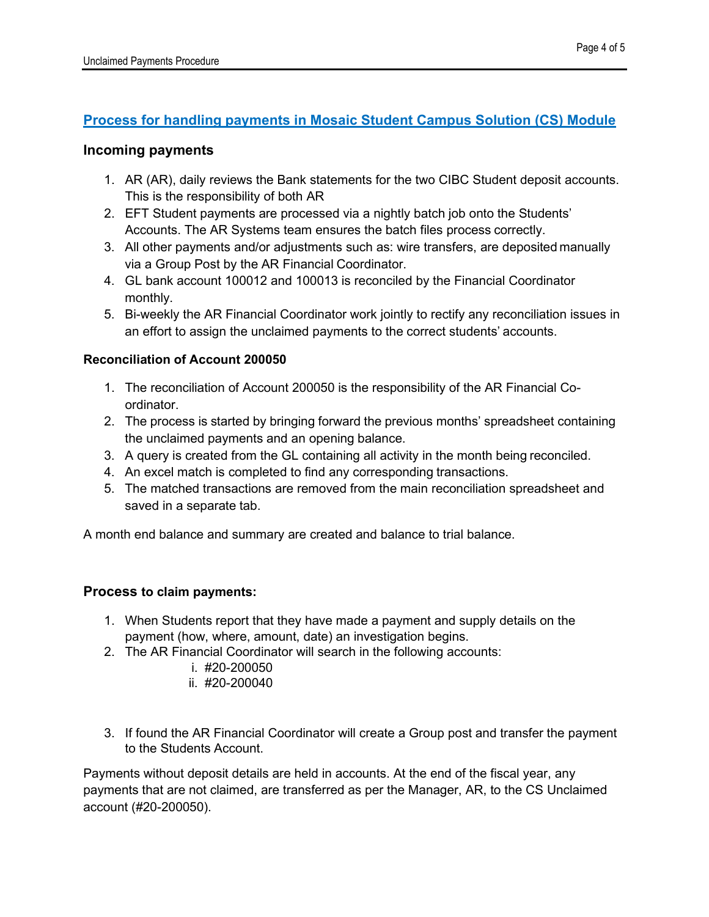## Process for handling payments in Mosaic Student Campus Solution (CS) Module

### Incoming payments

1. AR (AR), daily reviews the Bank statements for the two CIBC Student deposit accounts. This is the responsibility of both AR
2. EFT Student payments are processed via a nightly batch job onto the Students' Accounts. The AR Systems team ensures the batch files process correctly.
3. All other payments and/or adjustments such as: wire transfers, are deposited manually via a Group Post by the AR Financial Coordinator.
4. GL bank account 100012 and 100013 is reconciled by the Financial Coordinator monthly.
5. Bi-weekly the AR Financial Coordinator work jointly to rectify any reconciliation issues in an effort to assign the unclaimed payments to the correct students' accounts.

**Reconciliation of Account 200050**

1. The reconciliation of Account 200050 is the responsibility of the AR Financial Co-ordinator.
2. The process is started by bringing forward the previous months' spreadsheet containing the unclaimed payments and an opening balance.
3. A query is created from the GL containing all activity in the month being reconciled.
4. An excel match is completed to find any corresponding transactions.
5. The matched transactions are removed from the main reconciliation spreadsheet and saved in a separate tab.

A month end balance and summary are created and balance to trial balance.

### Process to claim payments:

1. When Students report that they have made a payment and supply details on the payment (how, where, amount, date) an investigation begins.
2. The AR Financial Coordinator will search in the following accounts:
   i. #20-200050
   ii. #20-200040

3. If found the AR Financial Coordinator will create a Group post and transfer the payment to the Students Account.

Payments without deposit details are held in accounts. At the end of the fiscal year, any payments that are not claimed, are transferred as per the Manager, AR, to the CS Unclaimed account (#20-200050).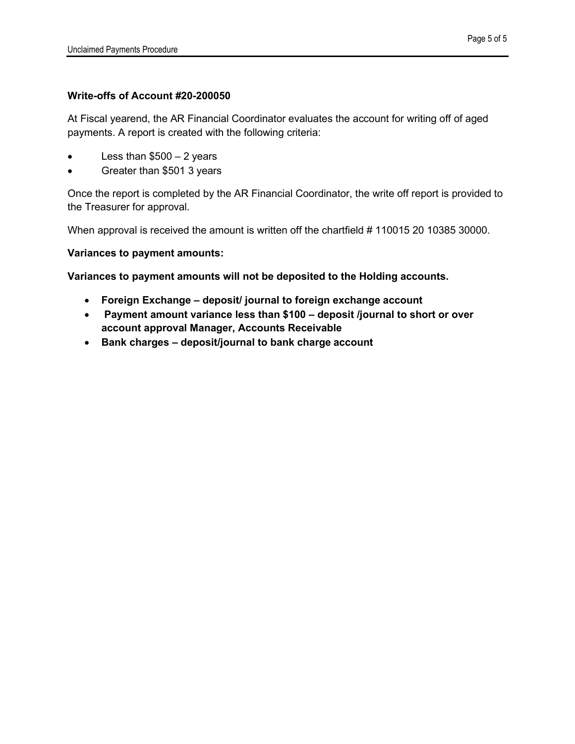**Write-offs of Account #20-200050**

At Fiscal yearend, the AR Financial Coordinator evaluates the account for writing off of aged payments. A report is created with the following criteria:

- Less than $500 – 2 years
- Greater than $501 3 years

Once the report is completed by the AR Financial Coordinator, the write off report is provided to the Treasurer for approval.

When approval is received the amount is written off the chartfield # 110015 20 10385 30000.

**Variances to payment amounts:**

**Variances to payment amounts will not be deposited to the Holding accounts.**

- **Foreign Exchange – deposit/ journal to foreign exchange account**
- **Payment amount variance less than $100 – deposit /journal to short or over account approval Manager, Accounts Receivable**
- **Bank charges – deposit/journal to bank charge account**